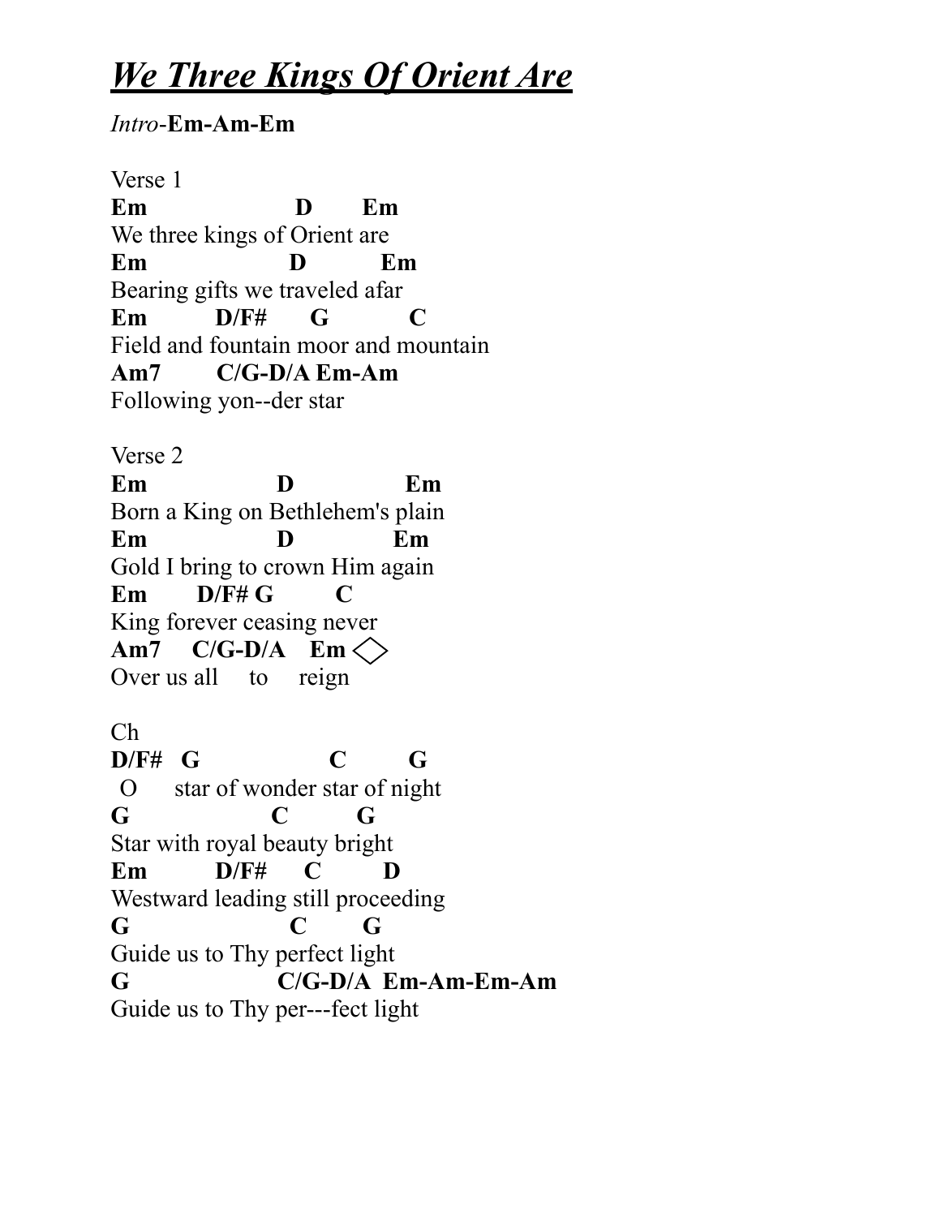# ***We Three Kings Of Orient Are***

*Intro*-**Em-Am-Em**

Verse 1

```
Em                    D        Em
We three kings of Orient are
Em                   D           Em
Bearing gifts we traveled afar
Em          D/F#      G            C
Field and fountain moor and mountain
Am7         C/G-D/A Em-Am
Following yon--der star
```

Verse 2

```
Em                  D                 Em
Born a King on Bethlehem's plain
Em                  D               Em
Gold I bring to crown Him again
Em        D/F# G          C
King forever ceasing never
Am7     C/G-D/A    Em ◇
Over us all     to     reign
```

Ch

```
D/F#   G                  C         G
 O      star of wonder star of night
G                    C          G
Star with royal beauty bright
Em          D/F#      C         D
Westward leading still proceeding
G                      C        G
Guide us to Thy perfect light
G                     C/G-D/A  Em-Am-Em-Am
Guide us to Thy per---fect light
```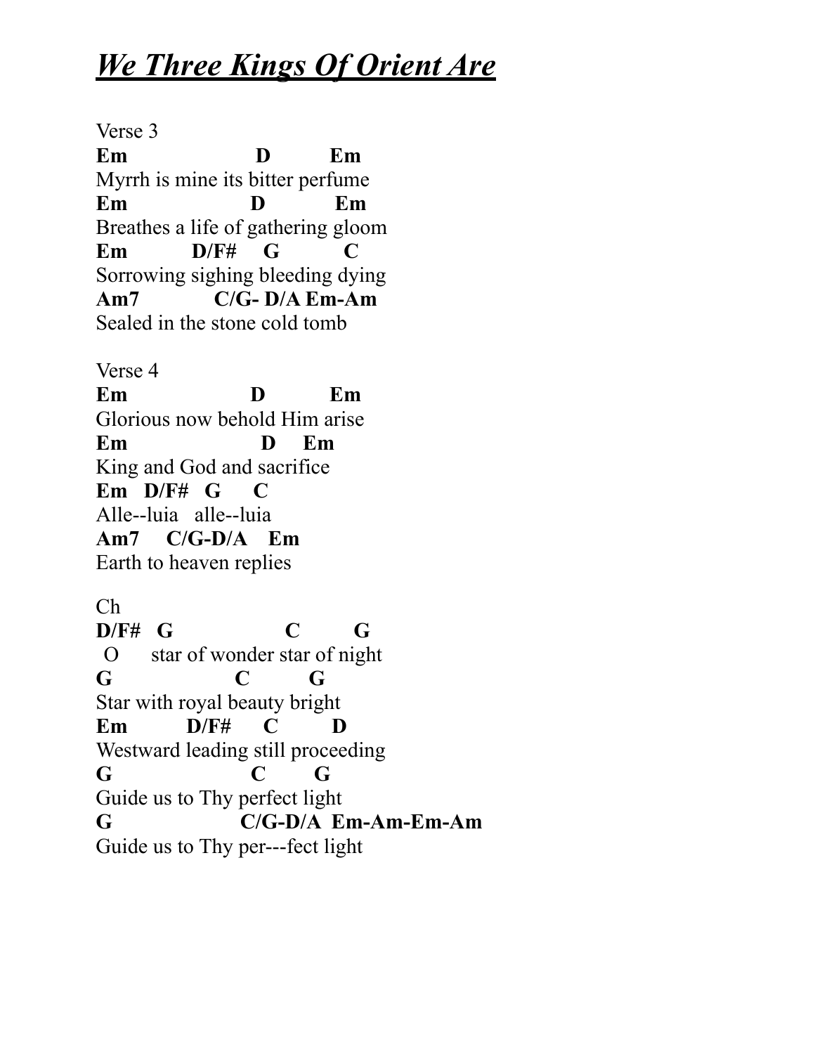# *We Three Kings Of Orient Are*

Verse 3

```
Em                 D         Em
Myrrh is mine its bitter perfume
Em                D          Em
Breathes a life of gathering gloom
Em         D/F#    G          C
Sorrowing sighing bleeding dying
Am7            C/G- D/A Em-Am
Sealed in the stone cold tomb
```

Verse 4

```
Em                D          Em
Glorious now behold Him arise
Em                  D     Em
King and God and sacrifice
Em   D/F#   G     C
Alle--luia   alle--luia
Am7     C/G-D/A    Em
Earth to heaven replies
```

Ch

```
D/F#   G                C        G
 O      star of wonder star of night
G                 C          G
Star with royal beauty bright
Em          D/F#     C        D
Westward leading still proceeding
G                   C       G
Guide us to Thy perfect light
G                    C/G-D/A  Em-Am-Em-Am
Guide us to Thy per---fect light
```